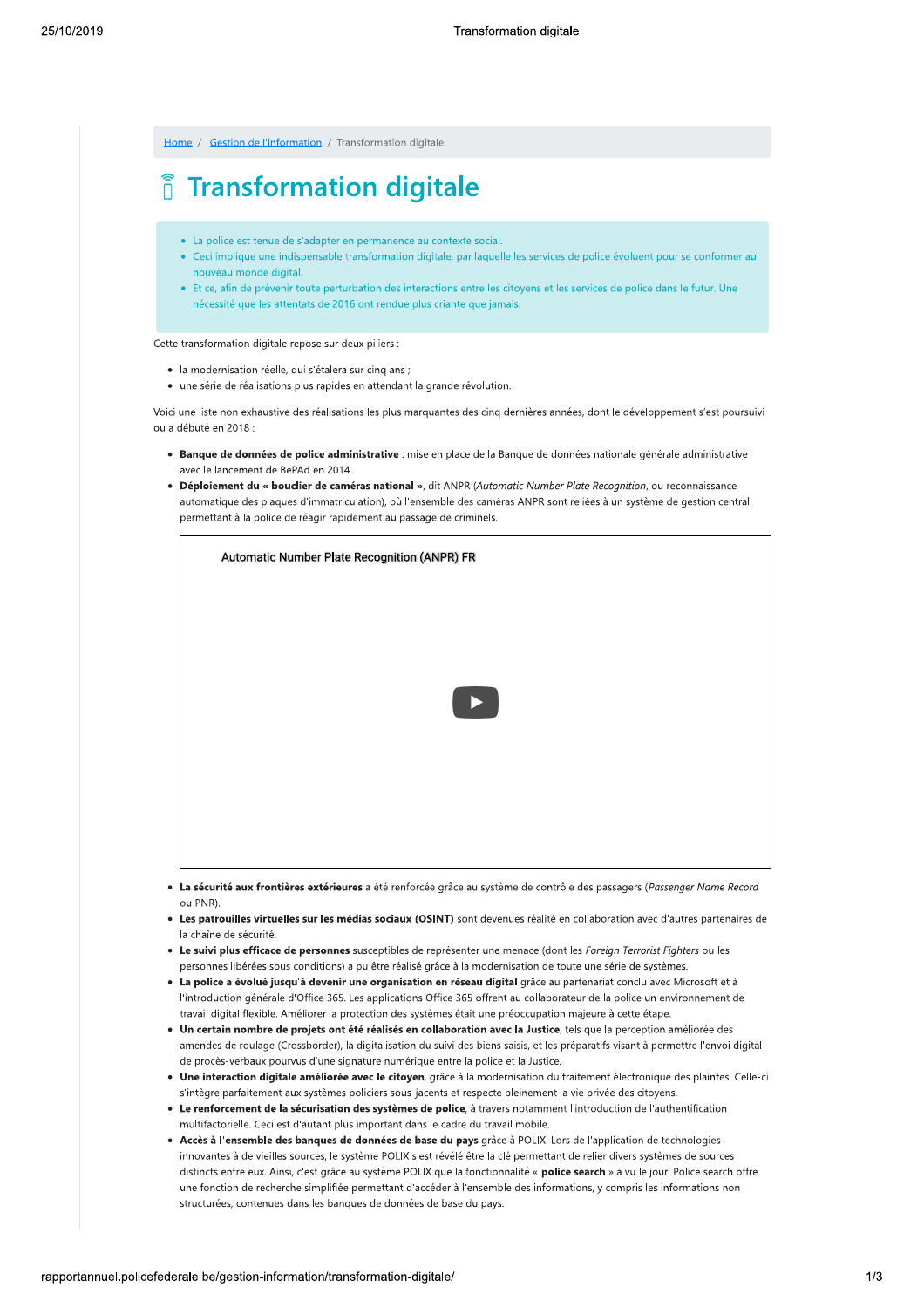Home / Gestion de l'information / Transformation digitale

# Transformation digitale

- La police est tenue de s'adapter en permanence au contexte social.
- Ceci implique une indispensable transformation digitale, par laquelle les services de police évoluent pour se conformer au nouveau monde digital.
- Et ce, afin de prévenir toute perturbation des interactions entre les citoyens et les services de police dans le futur. Une nécessité que les attentats de 2016 ont rendue plus criante que jamais.

Cette transformation digitale repose sur deux piliers :

- la modernisation réelle, qui s'étalera sur cinq ans ;
- une série de réalisations plus rapides en attendant la grande révolution.

Voici une liste non exhaustive des réalisations les plus marquantes des cinq dernières années, dont le développement s'est poursuivi ou a débuté en 2018 :

- **Banque de données de police administrative** : mise en place de la Banque de données nationale générale administrative avec le lancement de BePAd en 2014.
- **Déploiement du « bouclier de caméras national »**, dit ANPR (*Automatic Number Plate Recognition*, ou reconnaissance automatique des plaques d'immatriculation), où l'ensemble des caméras ANPR sont reliées à un système de gestion central permettant à la police de réagir rapidement au passage de criminels.

Automatic Number Plate Recognition (ANPR) FR

- **La sécurité aux frontières extérieures** a été renforcée grâce au système de contrôle des passagers (*Passenger Name Record* ou PNR).
- **Les patrouilles virtuelles sur les médias sociaux (OSINT)** sont devenues réalité en collaboration avec d'autres partenaires de la chaîne de sécurité.
- **Le suivi plus efficace de personnes** susceptibles de représenter une menace (dont les *Foreign Terrorist Fighters* ou les personnes libérées sous conditions) a pu être réalisé grâce à la modernisation de toute une série de systèmes.
- **La police a évolué jusqu'à devenir une organisation en réseau digital** grâce au partenariat conclu avec Microsoft et à l'introduction générale d'Office 365. Les applications Office 365 offrent au collaborateur de la police un environnement de travail digital flexible. Améliorer la protection des systèmes était une préoccupation majeure à cette étape.
- **Un certain nombre de projets ont été réalisés en collaboration avec la Justice**, tels que la perception améliorée des amendes de roulage (Crossborder), la digitalisation du suivi des biens saisis, et les préparatifs visant à permettre l'envoi digital de procès-verbaux pourvus d'une signature numérique entre la police et la Justice.
- **Une interaction digitale améliorée avec le citoyen**, grâce à la modernisation du traitement électronique des plaintes. Celle-ci s'intègre parfaitement aux systèmes policiers sous-jacents et respecte pleinement la vie privée des citoyens.
- **Le renforcement de la sécurisation des systèmes de police**, à travers notamment l'introduction de l'authentification multifactorielle. Ceci est d'autant plus important dans le cadre du travail mobile.
- **Accès à l'ensemble des banques de données de base du pays** grâce à POLIX. Lors de l'application de technologies innovantes à de vieilles sources, le système POLIX s'est révélé être la clé permettant de relier divers systèmes de sources distincts entre eux. Ainsi, c'est grâce au système POLIX que la fonctionnalité « **police search** » a vu le jour. Police search offre une fonction de recherche simplifiée permettant d'accéder à l'ensemble des informations, y compris les informations non structurées, contenues dans les banques de données de base du pays.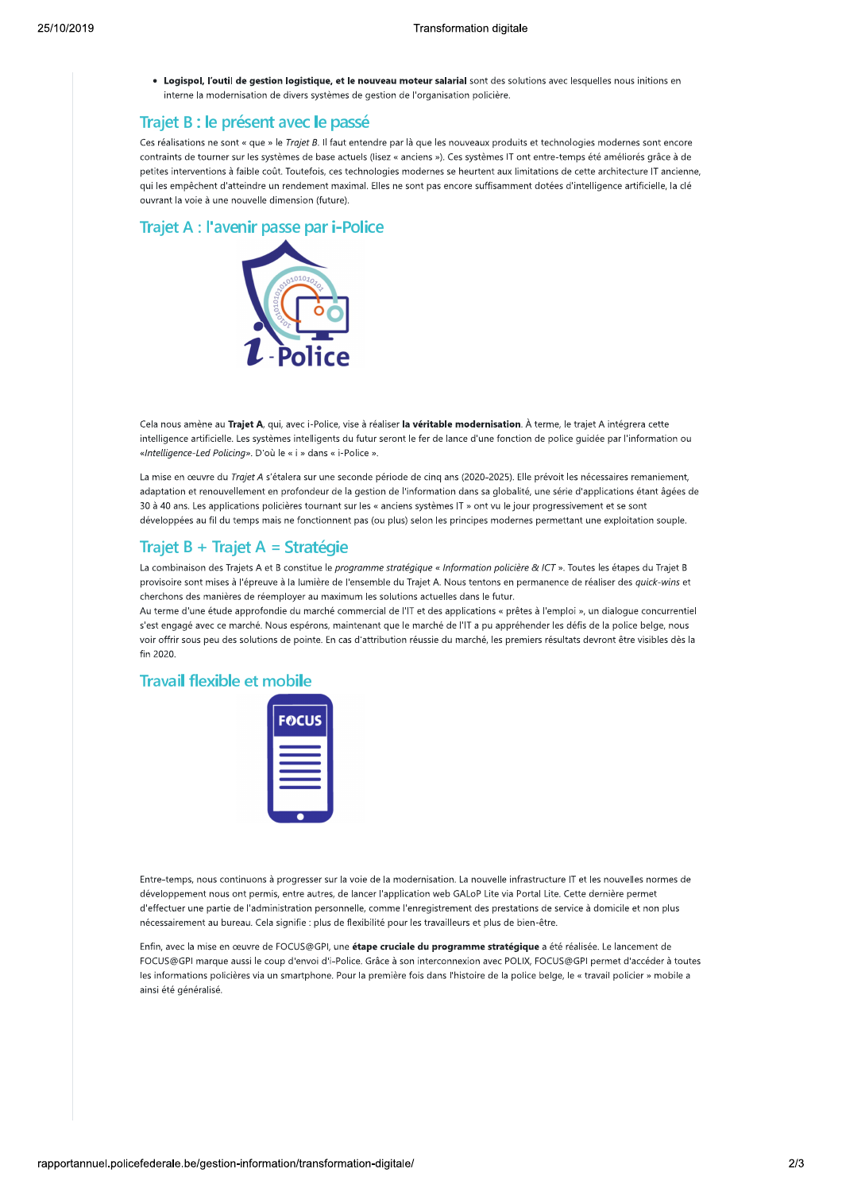- **Logispol, l'outil de gestion logistique, et le nouveau moteur salarial** sont des solutions avec lesquelles nous initions en interne la modernisation de divers systèmes de gestion de l'organisation policière.

## Trajet B : le présent avec le passé

Ces réalisations ne sont « que » le *Trajet B*. Il faut entendre par là que les nouveaux produits et technologies modernes sont encore contraints de tourner sur les systèmes de base actuels (lisez « anciens »). Ces systèmes IT ont entre-temps été améliorés grâce à de petites interventions à faible coût. Toutefois, ces technologies modernes se heurtent aux limitations de cette architecture IT ancienne, qui les empêchent d'atteindre un rendement maximal. Elles ne sont pas encore suffisamment dotées d'intelligence artificielle, la clé ouvrant la voie à une nouvelle dimension (future).

## Trajet A : l'avenir passe par i-Police

Cela nous amène au **Trajet A**, qui, avec i-Police, vise à réaliser **la véritable modernisation**. À terme, le trajet A intégrera cette intelligence artificielle. Les systèmes intelligents du futur seront le fer de lance d'une fonction de police guidée par l'information ou «*Intelligence-Led Policing*». D'où le « i » dans « i-Police ».

La mise en œuvre du *Trajet A* s'étalera sur une seconde période de cinq ans (2020-2025). Elle prévoit les nécessaires remaniement, adaptation et renouvellement en profondeur de la gestion de l'information dans sa globalité, une série d'applications étant âgées de 30 à 40 ans. Les applications policières tournant sur les « anciens systèmes IT » ont vu le jour progressivement et se sont développées au fil du temps mais ne fonctionnent pas (ou plus) selon les principes modernes permettant une exploitation souple.

## Trajet B + Trajet A = Stratégie

La combinaison des Trajets A et B constitue le *programme stratégique « Information policière & ICT »*. Toutes les étapes du Trajet B provisoire sont mises à l'épreuve à la lumière de l'ensemble du Trajet A. Nous tentons en permanence de réaliser des *quick-wins* et cherchons des manières de réemployer au maximum les solutions actuelles dans le futur.
Au terme d'une étude approfondie du marché commercial de l'IT et des applications « prêtes à l'emploi », un dialogue concurrentiel s'est engagé avec ce marché. Nous espérons, maintenant que le marché de l'IT a pu appréhender les défis de la police belge, nous voir offrir sous peu des solutions de pointe. En cas d'attribution réussie du marché, les premiers résultats devront être visibles dès la fin 2020.

## Travail flexible et mobile

Entre-temps, nous continuons à progresser sur la voie de la modernisation. La nouvelle infrastructure IT et les nouvelles normes de développement nous ont permis, entre autres, de lancer l'application web GALoP Lite via Portal Lite. Cette dernière permet d'effectuer une partie de l'administration personnelle, comme l'enregistrement des prestations de service à domicile et non plus nécessairement au bureau. Cela signifie : plus de flexibilité pour les travailleurs et plus de bien-être.

Enfin, avec la mise en œuvre de FOCUS@GPI, une **étape cruciale du programme stratégique** a été réalisée. Le lancement de FOCUS@GPI marque aussi le coup d'envoi d'i-Police. Grâce à son interconnexion avec POLIX, FOCUS@GPI permet d'accéder à toutes les informations policières via un smartphone. Pour la première fois dans l'histoire de la police belge, le « travail policier » mobile a ainsi été généralisé.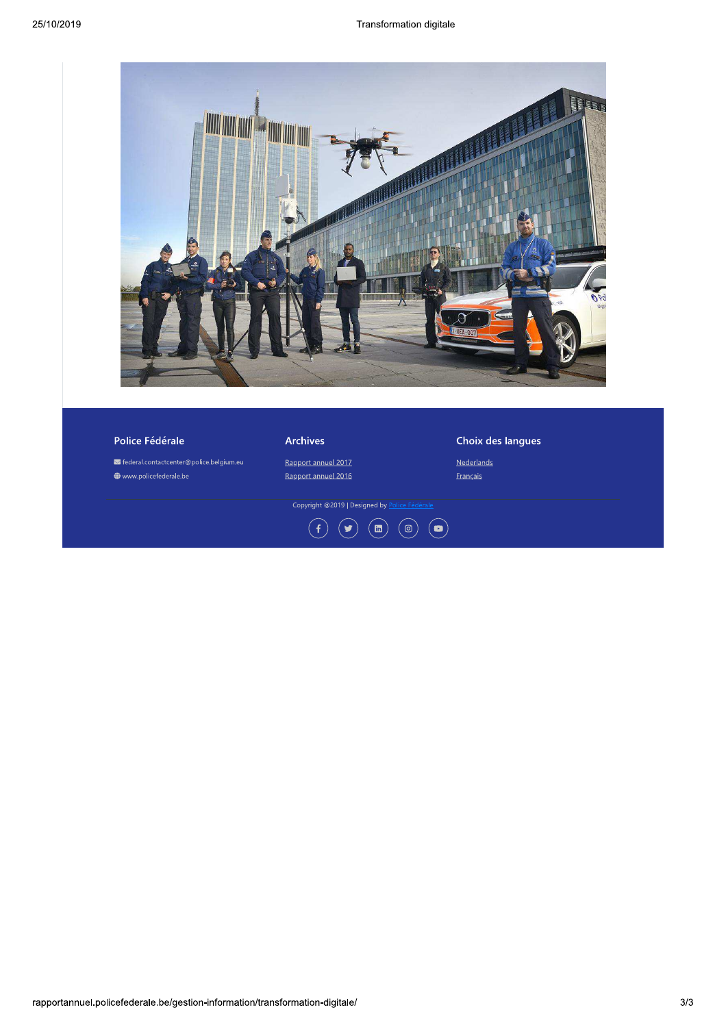## Police Fédérale

federal.contactcenter@police.belgium.eu

www.policefederale.be

## Archives

Rapport annuel 2017

Rapport annuel 2016

## Choix des langues

Nederlands

Français

Copyright @2019 | Designed by Police Federale